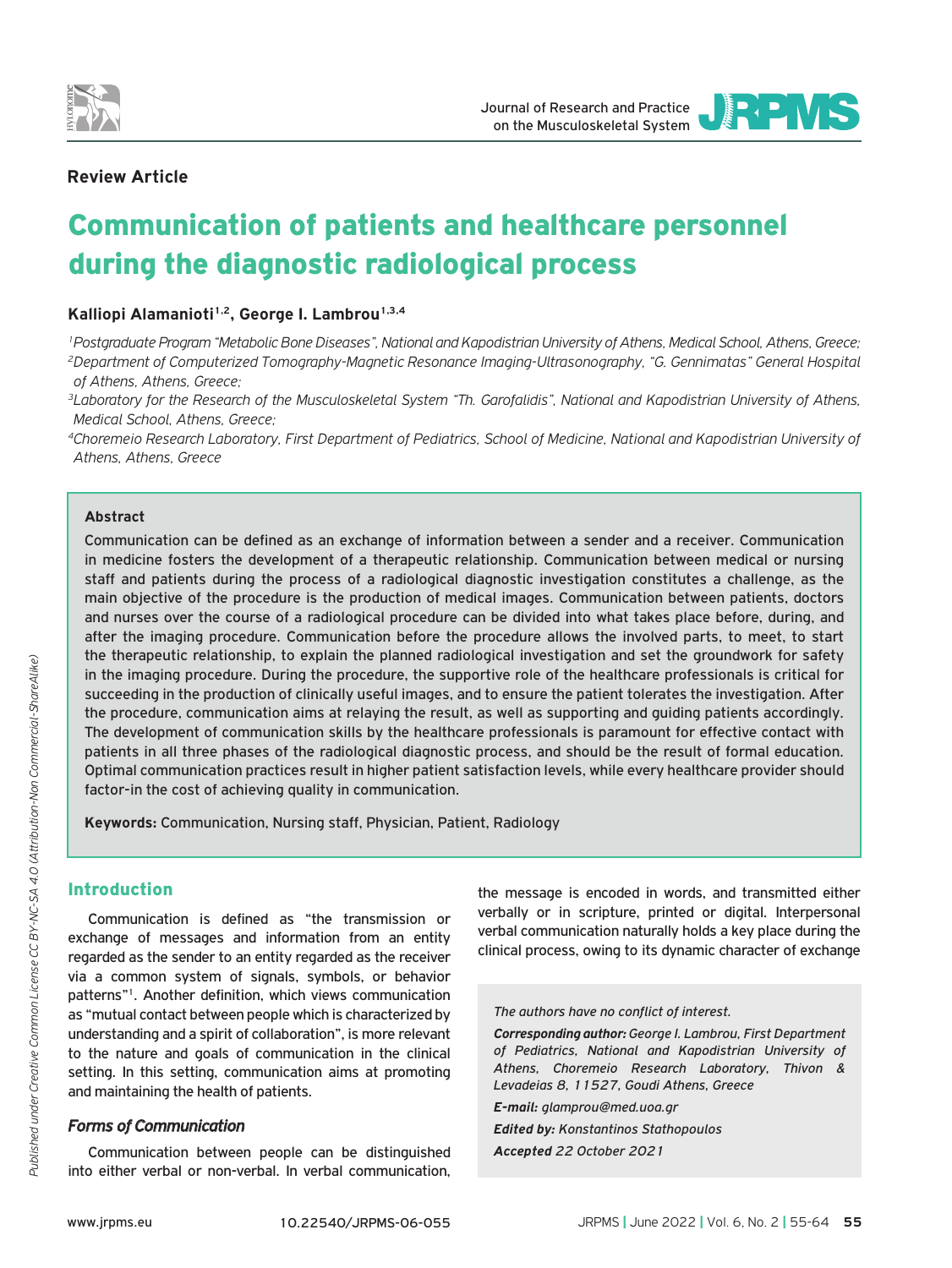**Review Article**

# Communication of patients and healthcare personnel during the diagnostic radiological process

**Kalliopi Alamanioti[1,2], George I. Lambrou[1,3,4]**

*[1]Postgraduate Program "Metabolic Bone Diseases", National and Kapodistrian University of Athens, Medical School, Athens, Greece;*
*[2]Department of Computerized Tomography-Magnetic Resonance Imaging-Ultrasonography, "G. Gennimatas" General Hospital of Athens, Athens, Greece;*
*[3]Laboratory for the Research of the Musculoskeletal System "Th. Garofalidis", National and Kapodistrian University of Athens, Medical School, Athens, Greece;*
*[4]Choremeio Research Laboratory, First Department of Pediatrics, School of Medicine, National and Kapodistrian University of Athens, Athens, Greece*

### Abstract

Communication can be defined as an exchange of information between a sender and a receiver. Communication in medicine fosters the development of a therapeutic relationship. Communication between medical or nursing staff and patients during the process of a radiological diagnostic investigation constitutes a challenge, as the main objective of the procedure is the production of medical images. Communication between patients, doctors and nurses over the course of a radiological procedure can be divided into what takes place before, during, and after the imaging procedure. Communication before the procedure allows the involved parts, to meet, to start the therapeutic relationship, to explain the planned radiological investigation and set the groundwork for safety in the imaging procedure. During the procedure, the supportive role of the healthcare professionals is critical for succeeding in the production of clinically useful images, and to ensure the patient tolerates the investigation. After the procedure, communication aims at relaying the result, as well as supporting and guiding patients accordingly. The development of communication skills by the healthcare professionals is paramount for effective contact with patients in all three phases of the radiological diagnostic process, and should be the result of formal education. Optimal communication practices result in higher patient satisfaction levels, while every healthcare provider should factor-in the cost of achieving quality in communication.

**Keywords:** Communication, Nursing staff, Physician, Patient, Radiology

## Introduction

Communication is defined as "the transmission or exchange of messages and information from an entity regarded as the sender to an entity regarded as the receiver via a common system of signals, symbols, or behavior patterns"[1]. Another definition, which views communication as "mutual contact between people which is characterized by understanding and a spirit of collaboration", is more relevant to the nature and goals of communication in the clinical setting. In this setting, communication aims at promoting and maintaining the health of patients.

### *Forms of Communication*

Communication between people can be distinguished into either verbal or non-verbal. In verbal communication, the message is encoded in words, and transmitted either verbally or in scripture, printed or digital. Interpersonal verbal communication naturally holds a key place during the clinical process, owing to its dynamic character of exchange

*The authors have no conflict of interest.*

***Corresponding author:*** *George I. Lambrou, First Department of Pediatrics, National and Kapodistrian University of Athens, Choremeio Research Laboratory, Thivon & Levadeias 8, 11527, Goudi Athens, Greece*

***E-mail:*** *glamprou@med.uoa.gr*

***Edited by:*** *Konstantinos Stathopoulos*

***Accepted*** *22 October 2021*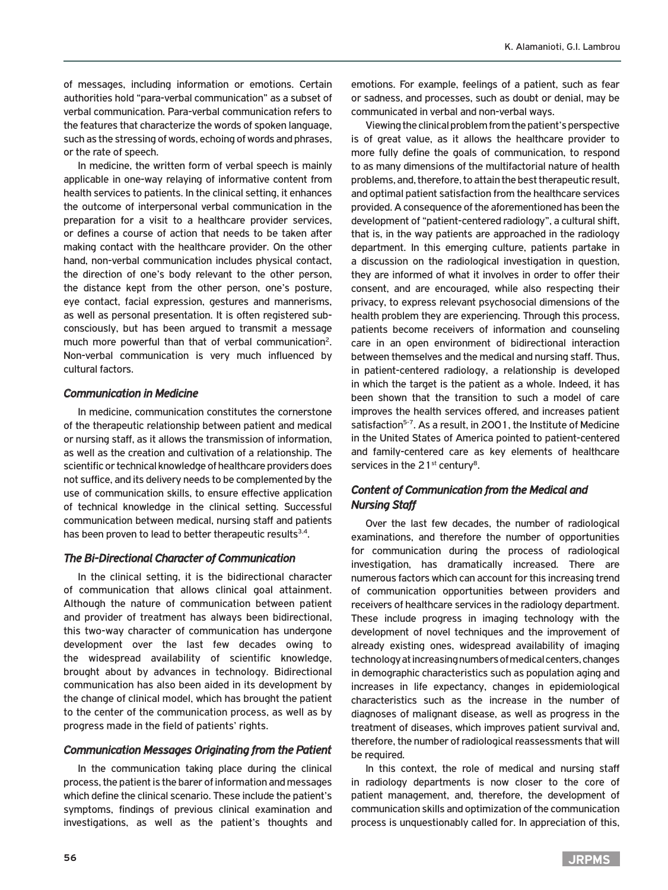of messages, including information or emotions. Certain authorities hold "para-verbal communication" as a subset of verbal communication. Para-verbal communication refers to the features that characterize the words of spoken language, such as the stressing of words, echoing of words and phrases, or the rate of speech.

In medicine, the written form of verbal speech is mainly applicable in one-way relaying of informative content from health services to patients. In the clinical setting, it enhances the outcome of interpersonal verbal communication in the preparation for a visit to a healthcare provider services, or defines a course of action that needs to be taken after making contact with the healthcare provider. On the other hand, non-verbal communication includes physical contact, the direction of one's body relevant to the other person, the distance kept from the other person, one's posture, eye contact, facial expression, gestures and mannerisms, as well as personal presentation. It is often registered sub-consciously, but has been argued to transmit a message much more powerful than that of verbal communication[2]. Non-verbal communication is very much influenced by cultural factors.

### *Communication in Medicine*

In medicine, communication constitutes the cornerstone of the therapeutic relationship between patient and medical or nursing staff, as it allows the transmission of information, as well as the creation and cultivation of a relationship. The scientific or technical knowledge of healthcare providers does not suffice, and its delivery needs to be complemented by the use of communication skills, to ensure effective application of technical knowledge in the clinical setting. Successful communication between medical, nursing staff and patients has been proven to lead to better therapeutic results[3,4].

### *The Bi-Directional Character of Communication*

In the clinical setting, it is the bidirectional character of communication that allows clinical goal attainment. Although the nature of communication between patient and provider of treatment has always been bidirectional, this two-way character of communication has undergone development over the last few decades owing to the widespread availability of scientific knowledge, brought about by advances in technology. Bidirectional communication has also been aided in its development by the change of clinical model, which has brought the patient to the center of the communication process, as well as by progress made in the field of patients' rights.

### *Communication Messages Originating from the Patient*

In the communication taking place during the clinical process, the patient is the barer of information and messages which define the clinical scenario. These include the patient's symptoms, findings of previous clinical examination and investigations, as well as the patient's thoughts and emotions. For example, feelings of a patient, such as fear or sadness, and processes, such as doubt or denial, may be communicated in verbal and non-verbal ways.

Viewing the clinical problem from the patient's perspective is of great value, as it allows the healthcare provider to more fully define the goals of communication, to respond to as many dimensions of the multifactorial nature of health problems, and, therefore, to attain the best therapeutic result, and optimal patient satisfaction from the healthcare services provided. A consequence of the aforementioned has been the development of "patient-centered radiology", a cultural shift, that is, in the way patients are approached in the radiology department. In this emerging culture, patients partake in a discussion on the radiological investigation in question, they are informed of what it involves in order to offer their consent, and are encouraged, while also respecting their privacy, to express relevant psychosocial dimensions of the health problem they are experiencing. Through this process, patients become receivers of information and counseling care in an open environment of bidirectional interaction between themselves and the medical and nursing staff. Thus, in patient-centered radiology, a relationship is developed in which the target is the patient as a whole. Indeed, it has been shown that the transition to such a model of care improves the health services offered, and increases patient satisfaction[5-7]. As a result, in 2001, the Institute of Medicine in the United States of America pointed to patient-centered and family-centered care as key elements of healthcare services in the 21st century[8].

### *Content of Communication from the Medical and Nursing Staff*

Over the last few decades, the number of radiological examinations, and therefore the number of opportunities for communication during the process of radiological investigation, has dramatically increased. There are numerous factors which can account for this increasing trend of communication opportunities between providers and receivers of healthcare services in the radiology department. These include progress in imaging technology with the development of novel techniques and the improvement of already existing ones, widespread availability of imaging technology at increasing numbers of medical centers, changes in demographic characteristics such as population aging and increases in life expectancy, changes in epidemiological characteristics such as the increase in the number of diagnoses of malignant disease, as well as progress in the treatment of diseases, which improves patient survival and, therefore, the number of radiological reassessments that will be required.

In this context, the role of medical and nursing staff in radiology departments is now closer to the core of patient management, and, therefore, the development of communication skills and optimization of the communication process is unquestionably called for. In appreciation of this,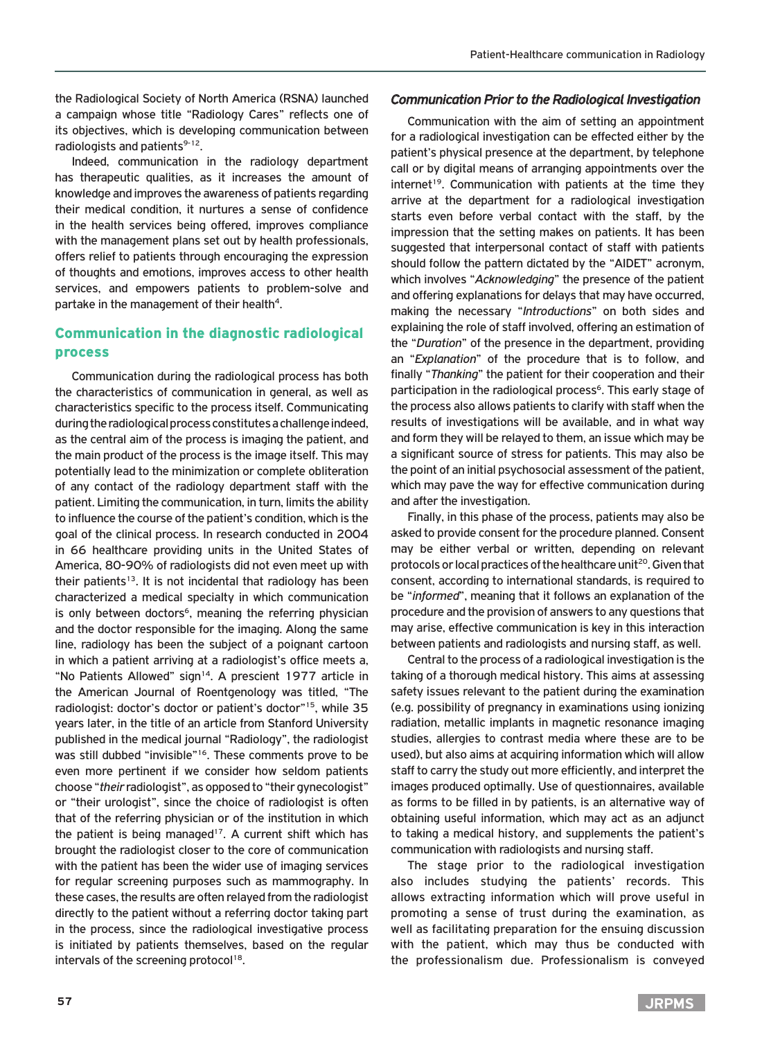the Radiological Society of North America (RSNA) launched a campaign whose title "Radiology Cares" reflects one of its objectives, which is developing communication between radiologists and patients[9-12].

Indeed, communication in the radiology department has therapeutic qualities, as it increases the amount of knowledge and improves the awareness of patients regarding their medical condition, it nurtures a sense of confidence in the health services being offered, improves compliance with the management plans set out by health professionals, offers relief to patients through encouraging the expression of thoughts and emotions, improves access to other health services, and empowers patients to problem-solve and partake in the management of their health[4].

## Communication in the diagnostic radiological process

Communication during the radiological process has both the characteristics of communication in general, as well as characteristics specific to the process itself. Communicating during the radiological process constitutes a challenge indeed, as the central aim of the process is imaging the patient, and the main product of the process is the image itself. This may potentially lead to the minimization or complete obliteration of any contact of the radiology department staff with the patient. Limiting the communication, in turn, limits the ability to influence the course of the patient's condition, which is the goal of the clinical process. In research conducted in 2004 in 66 healthcare providing units in the United States of America, 80-90% of radiologists did not even meet up with their patients[13]. It is not incidental that radiology has been characterized a medical specialty in which communication is only between doctors[6], meaning the referring physician and the doctor responsible for the imaging. Along the same line, radiology has been the subject of a poignant cartoon in which a patient arriving at a radiologist's office meets a, "No Patients Allowed" sign[14]. A prescient 1977 article in the American Journal of Roentgenology was titled, "The radiologist: doctor's doctor or patient's doctor"[15], while 35 years later, in the title of an article from Stanford University published in the medical journal "Radiology", the radiologist was still dubbed "invisible"[16]. These comments prove to be even more pertinent if we consider how seldom patients choose "*their* radiologist", as opposed to "their gynecologist" or "their urologist", since the choice of radiologist is often that of the referring physician or of the institution in which the patient is being managed[17]. A current shift which has brought the radiologist closer to the core of communication with the patient has been the wider use of imaging services for regular screening purposes such as mammography. In these cases, the results are often relayed from the radiologist directly to the patient without a referring doctor taking part in the process, since the radiological investigative process is initiated by patients themselves, based on the regular intervals of the screening protocol[18].

### *Communication Prior to the Radiological Investigation*

Communication with the aim of setting an appointment for a radiological investigation can be effected either by the patient's physical presence at the department, by telephone call or by digital means of arranging appointments over the internet[19]. Communication with patients at the time they arrive at the department for a radiological investigation starts even before verbal contact with the staff, by the impression that the setting makes on patients. It has been suggested that interpersonal contact of staff with patients should follow the pattern dictated by the "AIDET" acronym, which involves "*Acknowledging*" the presence of the patient and offering explanations for delays that may have occurred, making the necessary "*Introductions*" on both sides and explaining the role of staff involved, offering an estimation of the "*Duration*" of the presence in the department, providing an "*Explanation*" of the procedure that is to follow, and finally "*Thanking*" the patient for their cooperation and their participation in the radiological process[6]. This early stage of the process also allows patients to clarify with staff when the results of investigations will be available, and in what way and form they will be relayed to them, an issue which may be a significant source of stress for patients. This may also be the point of an initial psychosocial assessment of the patient, which may pave the way for effective communication during and after the investigation.

Finally, in this phase of the process, patients may also be asked to provide consent for the procedure planned. Consent may be either verbal or written, depending on relevant protocols or local practices of the healthcare unit[20]. Given that consent, according to international standards, is required to be "*informed*", meaning that it follows an explanation of the procedure and the provision of answers to any questions that may arise, effective communication is key in this interaction between patients and radiologists and nursing staff, as well.

Central to the process of a radiological investigation is the taking of a thorough medical history. This aims at assessing safety issues relevant to the patient during the examination (e.g. possibility of pregnancy in examinations using ionizing radiation, metallic implants in magnetic resonance imaging studies, allergies to contrast media where these are to be used), but also aims at acquiring information which will allow staff to carry the study out more efficiently, and interpret the images produced optimally. Use of questionnaires, available as forms to be filled in by patients, is an alternative way of obtaining useful information, which may act as an adjunct to taking a medical history, and supplements the patient's communication with radiologists and nursing staff.

The stage prior to the radiological investigation also includes studying the patients' records. This allows extracting information which will prove useful in promoting a sense of trust during the examination, as well as facilitating preparation for the ensuing discussion with the patient, which may thus be conducted with the professionalism due. Professionalism is conveyed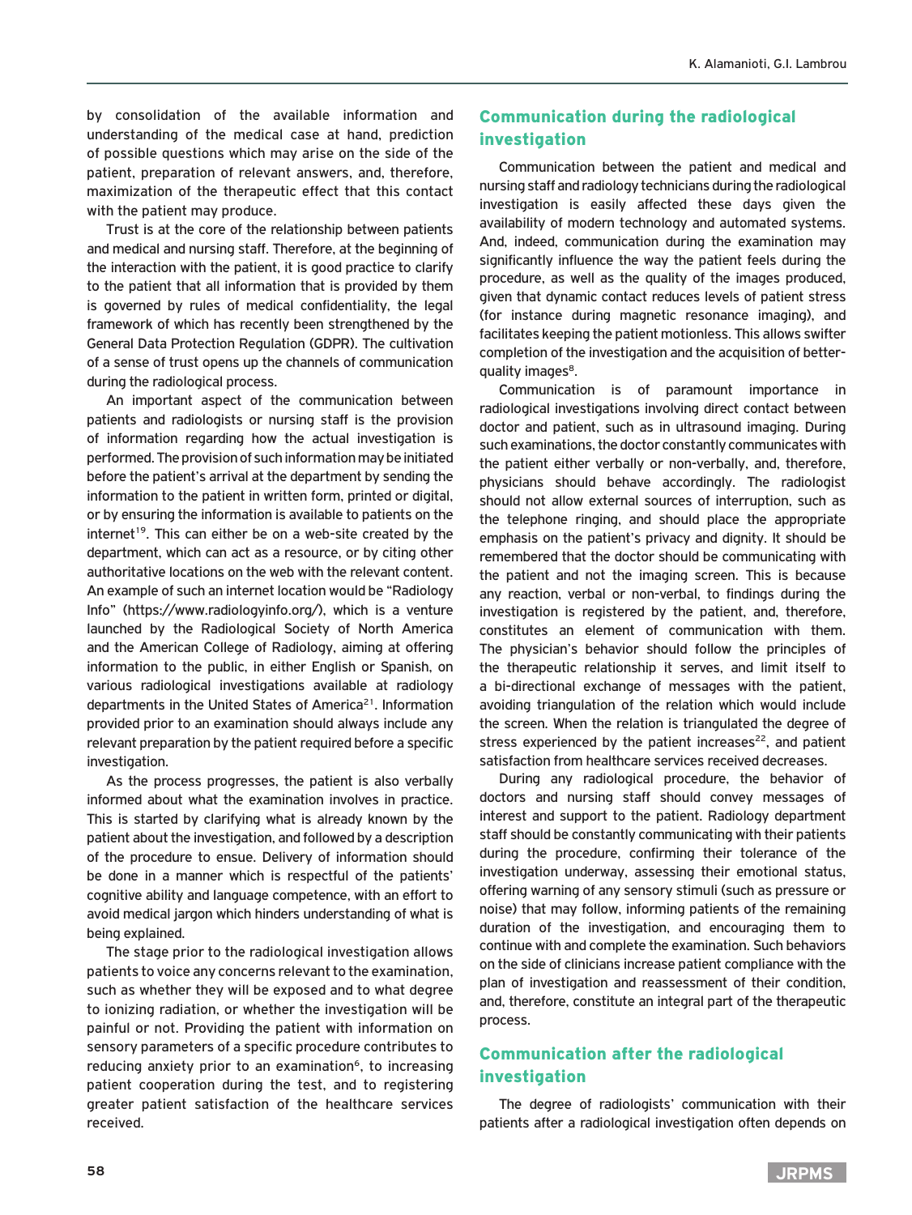by consolidation of the available information and understanding of the medical case at hand, prediction of possible questions which may arise on the side of the patient, preparation of relevant answers, and, therefore, maximization of the therapeutic effect that this contact with the patient may produce.

Trust is at the core of the relationship between patients and medical and nursing staff. Therefore, at the beginning of the interaction with the patient, it is good practice to clarify to the patient that all information that is provided by them is governed by rules of medical confidentiality, the legal framework of which has recently been strengthened by the General Data Protection Regulation (GDPR). The cultivation of a sense of trust opens up the channels of communication during the radiological process.

An important aspect of the communication between patients and radiologists or nursing staff is the provision of information regarding how the actual investigation is performed. The provision of such information may be initiated before the patient's arrival at the department by sending the information to the patient in written form, printed or digital, or by ensuring the information is available to patients on the internet[19]. This can either be on a web-site created by the department, which can act as a resource, or by citing other authoritative locations on the web with the relevant content. An example of such an internet location would be "Radiology Info" (https://www.radiologyinfo.org/), which is a venture launched by the Radiological Society of North America and the American College of Radiology, aiming at offering information to the public, in either English or Spanish, on various radiological investigations available at radiology departments in the United States of America[21]. Information provided prior to an examination should always include any relevant preparation by the patient required before a specific investigation.

As the process progresses, the patient is also verbally informed about what the examination involves in practice. This is started by clarifying what is already known by the patient about the investigation, and followed by a description of the procedure to ensue. Delivery of information should be done in a manner which is respectful of the patients' cognitive ability and language competence, with an effort to avoid medical jargon which hinders understanding of what is being explained.

The stage prior to the radiological investigation allows patients to voice any concerns relevant to the examination, such as whether they will be exposed and to what degree to ionizing radiation, or whether the investigation will be painful or not. Providing the patient with information on sensory parameters of a specific procedure contributes to reducing anxiety prior to an examination[6], to increasing patient cooperation during the test, and to registering greater patient satisfaction of the healthcare services received.

## Communication during the radiological investigation

Communication between the patient and medical and nursing staff and radiology technicians during the radiological investigation is easily affected these days given the availability of modern technology and automated systems. And, indeed, communication during the examination may significantly influence the way the patient feels during the procedure, as well as the quality of the images produced, given that dynamic contact reduces levels of patient stress (for instance during magnetic resonance imaging), and facilitates keeping the patient motionless. This allows swifter completion of the investigation and the acquisition of better-quality images[8].

Communication is of paramount importance in radiological investigations involving direct contact between doctor and patient, such as in ultrasound imaging. During such examinations, the doctor constantly communicates with the patient either verbally or non-verbally, and, therefore, physicians should behave accordingly. The radiologist should not allow external sources of interruption, such as the telephone ringing, and should place the appropriate emphasis on the patient's privacy and dignity. It should be remembered that the doctor should be communicating with the patient and not the imaging screen. This is because any reaction, verbal or non-verbal, to findings during the investigation is registered by the patient, and, therefore, constitutes an element of communication with them. The physician's behavior should follow the principles of the therapeutic relationship it serves, and limit itself to a bi-directional exchange of messages with the patient, avoiding triangulation of the relation which would include the screen. When the relation is triangulated the degree of stress experienced by the patient increases[22], and patient satisfaction from healthcare services received decreases.

During any radiological procedure, the behavior of doctors and nursing staff should convey messages of interest and support to the patient. Radiology department staff should be constantly communicating with their patients during the procedure, confirming their tolerance of the investigation underway, assessing their emotional status, offering warning of any sensory stimuli (such as pressure or noise) that may follow, informing patients of the remaining duration of the investigation, and encouraging them to continue with and complete the examination. Such behaviors on the side of clinicians increase patient compliance with the plan of investigation and reassessment of their condition, and, therefore, constitute an integral part of the therapeutic process.

## Communication after the radiological investigation

The degree of radiologists' communication with their patients after a radiological investigation often depends on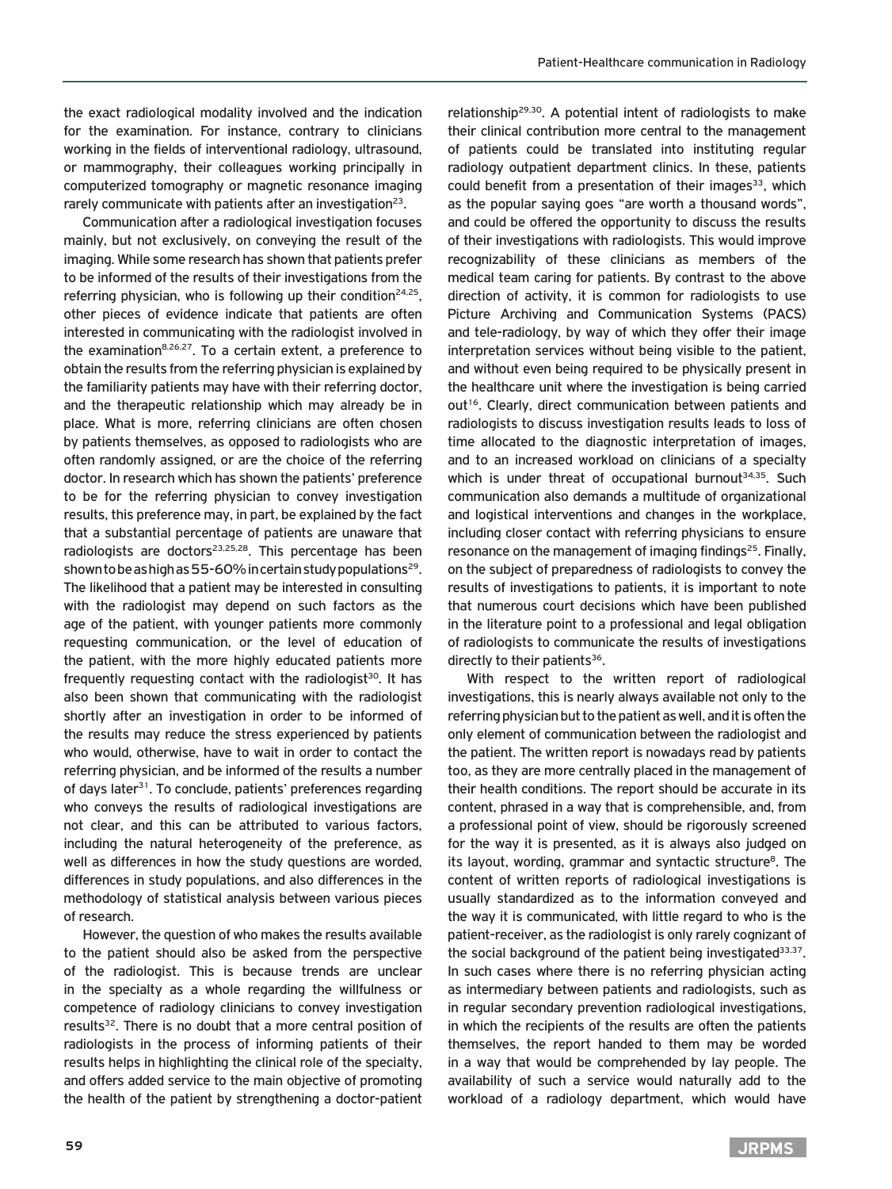the exact radiological modality involved and the indication for the examination. For instance, contrary to clinicians working in the fields of interventional radiology, ultrasound, or mammography, their colleagues working principally in computerized tomography or magnetic resonance imaging rarely communicate with patients after an investigation[23].

Communication after a radiological investigation focuses mainly, but not exclusively, on conveying the result of the imaging. While some research has shown that patients prefer to be informed of the results of their investigations from the referring physician, who is following up their condition[24,25], other pieces of evidence indicate that patients are often interested in communicating with the radiologist involved in the examination[8,26,27]. To a certain extent, a preference to obtain the results from the referring physician is explained by the familiarity patients may have with their referring doctor, and the therapeutic relationship which may already be in place. What is more, referring clinicians are often chosen by patients themselves, as opposed to radiologists who are often randomly assigned, or are the choice of the referring doctor. In research which has shown the patients' preference to be for the referring physician to convey investigation results, this preference may, in part, be explained by the fact that a substantial percentage of patients are unaware that radiologists are doctors[23,25,28]. This percentage has been shown to be as high as 55-60% in certain study populations[29]. The likelihood that a patient may be interested in consulting with the radiologist may depend on such factors as the age of the patient, with younger patients more commonly requesting communication, or the level of education of the patient, with the more highly educated patients more frequently requesting contact with the radiologist[30]. It has also been shown that communicating with the radiologist shortly after an investigation in order to be informed of the results may reduce the stress experienced by patients who would, otherwise, have to wait in order to contact the referring physician, and be informed of the results a number of days later[31]. To conclude, patients' preferences regarding who conveys the results of radiological investigations are not clear, and this can be attributed to various factors, including the natural heterogeneity of the preference, as well as differences in how the study questions are worded, differences in study populations, and also differences in the methodology of statistical analysis between various pieces of research.

However, the question of who makes the results available to the patient should also be asked from the perspective of the radiologist. This is because trends are unclear in the specialty as a whole regarding the willfulness or competence of radiology clinicians to convey investigation results[32]. There is no doubt that a more central position of radiologists in the process of informing patients of their results helps in highlighting the clinical role of the specialty, and offers added service to the main objective of promoting the health of the patient by strengthening a doctor-patient relationship[29,30]. A potential intent of radiologists to make their clinical contribution more central to the management of patients could be translated into instituting regular radiology outpatient department clinics. In these, patients could benefit from a presentation of their images[33], which as the popular saying goes "are worth a thousand words", and could be offered the opportunity to discuss the results of their investigations with radiologists. This would improve recognizability of these clinicians as members of the medical team caring for patients. By contrast to the above direction of activity, it is common for radiologists to use Picture Archiving and Communication Systems (PACS) and tele-radiology, by way of which they offer their image interpretation services without being visible to the patient, and without even being required to be physically present in the healthcare unit where the investigation is being carried out[16]. Clearly, direct communication between patients and radiologists to discuss investigation results leads to loss of time allocated to the diagnostic interpretation of images, and to an increased workload on clinicians of a specialty which is under threat of occupational burnout[34,35]. Such communication also demands a multitude of organizational and logistical interventions and changes in the workplace, including closer contact with referring physicians to ensure resonance on the management of imaging findings[25]. Finally, on the subject of preparedness of radiologists to convey the results of investigations to patients, it is important to note that numerous court decisions which have been published in the literature point to a professional and legal obligation of radiologists to communicate the results of investigations directly to their patients[36].

With respect to the written report of radiological investigations, this is nearly always available not only to the referring physician but to the patient as well, and it is often the only element of communication between the radiologist and the patient. The written report is nowadays read by patients too, as they are more centrally placed in the management of their health conditions. The report should be accurate in its content, phrased in a way that is comprehensible, and, from a professional point of view, should be rigorously screened for the way it is presented, as it is always also judged on its layout, wording, grammar and syntactic structure[8]. The content of written reports of radiological investigations is usually standardized as to the information conveyed and the way it is communicated, with little regard to who is the patient-receiver, as the radiologist is only rarely cognizant of the social background of the patient being investigated[33,37]. In such cases where there is no referring physician acting as intermediary between patients and radiologists, such as in regular secondary prevention radiological investigations, in which the recipients of the results are often the patients themselves, the report handed to them may be worded in a way that would be comprehended by lay people. The availability of such a service would naturally add to the workload of a radiology department, which would have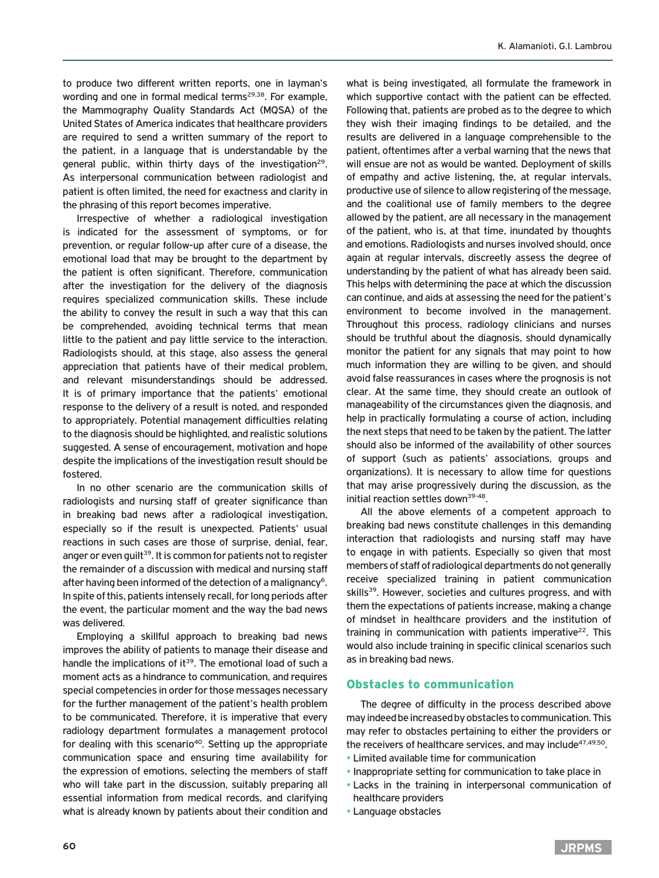to produce two different written reports, one in layman's wording and one in formal medical terms[29,38]. For example, the Mammography Quality Standards Act (MQSA) of the United States of America indicates that healthcare providers are required to send a written summary of the report to the patient, in a language that is understandable by the general public, within thirty days of the investigation[29]. As interpersonal communication between radiologist and patient is often limited, the need for exactness and clarity in the phrasing of this report becomes imperative.

Irrespective of whether a radiological investigation is indicated for the assessment of symptoms, or for prevention, or regular follow-up after cure of a disease, the emotional load that may be brought to the department by the patient is often significant. Therefore, communication after the investigation for the delivery of the diagnosis requires specialized communication skills. These include the ability to convey the result in such a way that this can be comprehended, avoiding technical terms that mean little to the patient and pay little service to the interaction. Radiologists should, at this stage, also assess the general appreciation that patients have of their medical problem, and relevant misunderstandings should be addressed. It is of primary importance that the patients' emotional response to the delivery of a result is noted, and responded to appropriately. Potential management difficulties relating to the diagnosis should be highlighted, and realistic solutions suggested. A sense of encouragement, motivation and hope despite the implications of the investigation result should be fostered.

In no other scenario are the communication skills of radiologists and nursing staff of greater significance than in breaking bad news after a radiological investigation, especially so if the result is unexpected. Patients' usual reactions in such cases are those of surprise, denial, fear, anger or even guilt[39]. It is common for patients not to register the remainder of a discussion with medical and nursing staff after having been informed of the detection of a malignancy[6]. In spite of this, patients intensely recall, for long periods after the event, the particular moment and the way the bad news was delivered.

Employing a skillful approach to breaking bad news improves the ability of patients to manage their disease and handle the implications of it[39]. The emotional load of such a moment acts as a hindrance to communication, and requires special competencies in order for those messages necessary for the further management of the patient's health problem to be communicated. Therefore, it is imperative that every radiology department formulates a management protocol for dealing with this scenario[40]. Setting up the appropriate communication space and ensuring time availability for the expression of emotions, selecting the members of staff who will take part in the discussion, suitably preparing all essential information from medical records, and clarifying what is already known by patients about their condition and what is being investigated, all formulate the framework in which supportive contact with the patient can be effected. Following that, patients are probed as to the degree to which they wish their imaging findings to be detailed, and the results are delivered in a language comprehensible to the patient, oftentimes after a verbal warning that the news that will ensue are not as would be wanted. Deployment of skills of empathy and active listening, the, at regular intervals, productive use of silence to allow registering of the message, and the coalitional use of family members to the degree allowed by the patient, are all necessary in the management of the patient, who is, at that time, inundated by thoughts and emotions. Radiologists and nurses involved should, once again at regular intervals, discreetly assess the degree of understanding by the patient of what has already been said. This helps with determining the pace at which the discussion can continue, and aids at assessing the need for the patient's environment to become involved in the management. Throughout this process, radiology clinicians and nurses should be truthful about the diagnosis, should dynamically monitor the patient for any signals that may point to how much information they are willing to be given, and should avoid false reassurances in cases where the prognosis is not clear. At the same time, they should create an outlook of manageability of the circumstances given the diagnosis, and help in practically formulating a course of action, including the next steps that need to be taken by the patient. The latter should also be informed of the availability of other sources of support (such as patients' associations, groups and organizations). It is necessary to allow time for questions that may arise progressively during the discussion, as the initial reaction settles down[39-48].

All the above elements of a competent approach to breaking bad news constitute challenges in this demanding interaction that radiologists and nursing staff may have to engage in with patients. Especially so given that most members of staff of radiological departments do not generally receive specialized training in patient communication skills[39]. However, societies and cultures progress, and with them the expectations of patients increase, making a change of mindset in healthcare providers and the institution of training in communication with patients imperative[22]. This would also include training in specific clinical scenarios such as in breaking bad news.

## Obstacles to communication

The degree of difficulty in the process described above may indeed be increased by obstacles to communication. This may refer to obstacles pertaining to either the providers or the receivers of healthcare services, and may include[47,49,50]:

- Limited available time for communication
- Inappropriate setting for communication to take place in
- Lacks in the training in interpersonal communication of healthcare providers
- Language obstacles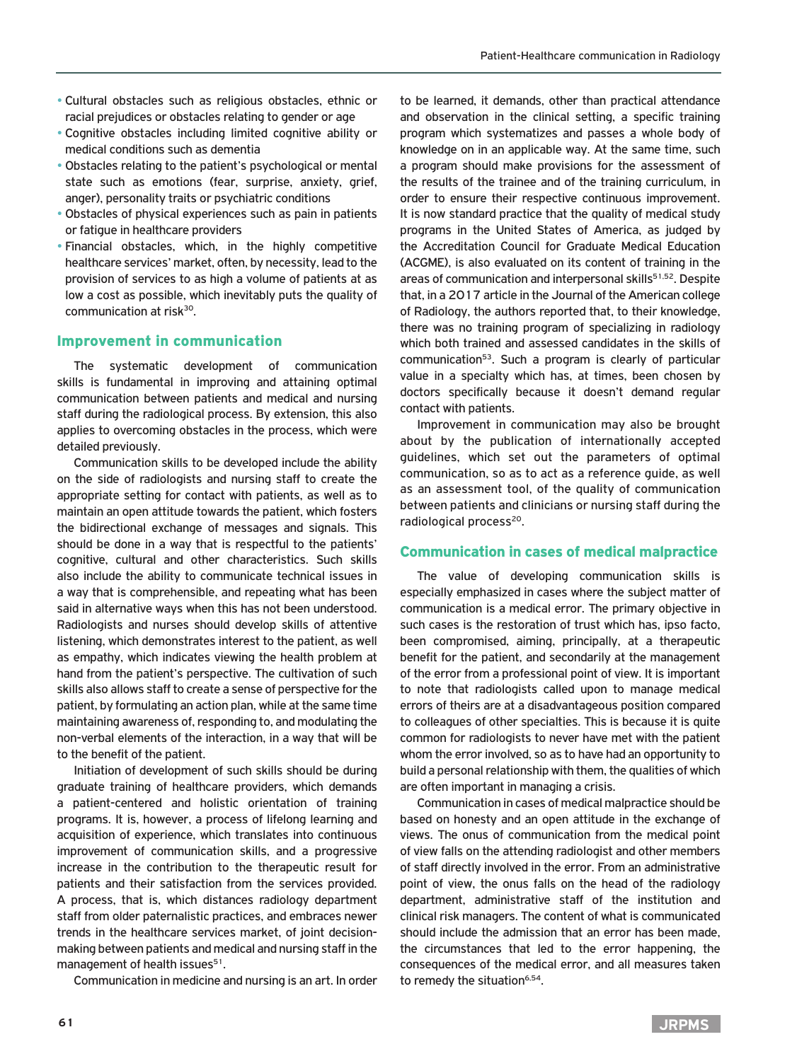- Cultural obstacles such as religious obstacles, ethnic or racial prejudices or obstacles relating to gender or age
- Cognitive obstacles including limited cognitive ability or medical conditions such as dementia
- Obstacles relating to the patient's psychological or mental state such as emotions (fear, surprise, anxiety, grief, anger), personality traits or psychiatric conditions
- Obstacles of physical experiences such as pain in patients or fatigue in healthcare providers
- Financial obstacles, which, in the highly competitive healthcare services' market, often, by necessity, lead to the provision of services to as high a volume of patients at as low a cost as possible, which inevitably puts the quality of communication at risk[30].

## Improvement in communication

The systematic development of communication skills is fundamental in improving and attaining optimal communication between patients and medical and nursing staff during the radiological process. By extension, this also applies to overcoming obstacles in the process, which were detailed previously.

Communication skills to be developed include the ability on the side of radiologists and nursing staff to create the appropriate setting for contact with patients, as well as to maintain an open attitude towards the patient, which fosters the bidirectional exchange of messages and signals. This should be done in a way that is respectful to the patients' cognitive, cultural and other characteristics. Such skills also include the ability to communicate technical issues in a way that is comprehensible, and repeating what has been said in alternative ways when this has not been understood. Radiologists and nurses should develop skills of attentive listening, which demonstrates interest to the patient, as well as empathy, which indicates viewing the health problem at hand from the patient's perspective. The cultivation of such skills also allows staff to create a sense of perspective for the patient, by formulating an action plan, while at the same time maintaining awareness of, responding to, and modulating the non-verbal elements of the interaction, in a way that will be to the benefit of the patient.

Initiation of development of such skills should be during graduate training of healthcare providers, which demands a patient-centered and holistic orientation of training programs. It is, however, a process of lifelong learning and acquisition of experience, which translates into continuous improvement of communication skills, and a progressive increase in the contribution to the therapeutic result for patients and their satisfaction from the services provided. A process, that is, which distances radiology department staff from older paternalistic practices, and embraces newer trends in the healthcare services market, of joint decision-making between patients and medical and nursing staff in the management of health issues[51].

Communication in medicine and nursing is an art. In order to be learned, it demands, other than practical attendance and observation in the clinical setting, a specific training program which systematizes and passes a whole body of knowledge on in an applicable way. At the same time, such a program should make provisions for the assessment of the results of the trainee and of the training curriculum, in order to ensure their respective continuous improvement. It is now standard practice that the quality of medical study programs in the United States of America, as judged by the Accreditation Council for Graduate Medical Education (ACGME), is also evaluated on its content of training in the areas of communication and interpersonal skills[51,52]. Despite that, in a 2017 article in the Journal of the American college of Radiology, the authors reported that, to their knowledge, there was no training program of specializing in radiology which both trained and assessed candidates in the skills of communication[53]. Such a program is clearly of particular value in a specialty which has, at times, been chosen by doctors specifically because it doesn't demand regular contact with patients.

Improvement in communication may also be brought about by the publication of internationally accepted guidelines, which set out the parameters of optimal communication, so as to act as a reference guide, as well as an assessment tool, of the quality of communication between patients and clinicians or nursing staff during the radiological process[20].

## Communication in cases of medical malpractice

The value of developing communication skills is especially emphasized in cases where the subject matter of communication is a medical error. The primary objective in such cases is the restoration of trust which has, ipso facto, been compromised, aiming, principally, at a therapeutic benefit for the patient, and secondarily at the management of the error from a professional point of view. It is important to note that radiologists called upon to manage medical errors of theirs are at a disadvantageous position compared to colleagues of other specialties. This is because it is quite common for radiologists to never have met with the patient whom the error involved, so as to have had an opportunity to build a personal relationship with them, the qualities of which are often important in managing a crisis.

Communication in cases of medical malpractice should be based on honesty and an open attitude in the exchange of views. The onus of communication from the medical point of view falls on the attending radiologist and other members of staff directly involved in the error. From an administrative point of view, the onus falls on the head of the radiology department, administrative staff of the institution and clinical risk managers. The content of what is communicated should include the admission that an error has been made, the circumstances that led to the error happening, the consequences of the medical error, and all measures taken to remedy the situation[6,54].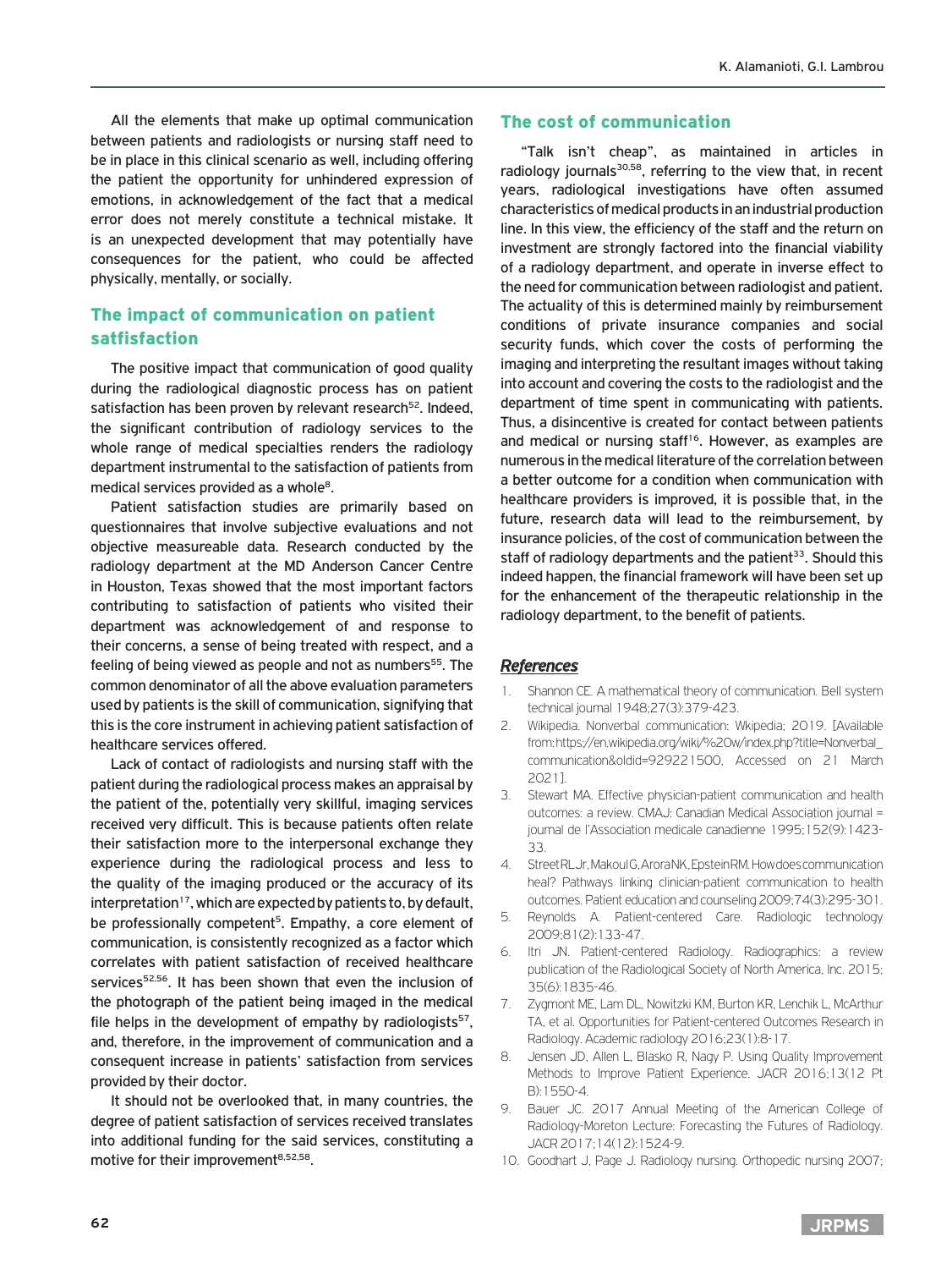All the elements that make up optimal communication between patients and radiologists or nursing staff need to be in place in this clinical scenario as well, including offering the patient the opportunity for unhindered expression of emotions, in acknowledgement of the fact that a medical error does not merely constitute a technical mistake. It is an unexpected development that may potentially have consequences for the patient, who could be affected physically, mentally, or socially.

## The impact of communication on patient satfisfaction

The positive impact that communication of good quality during the radiological diagnostic process has on patient satisfaction has been proven by relevant research[52]. Indeed, the significant contribution of radiology services to the whole range of medical specialties renders the radiology department instrumental to the satisfaction of patients from medical services provided as a whole[8].

Patient satisfaction studies are primarily based on questionnaires that involve subjective evaluations and not objective measureable data. Research conducted by the radiology department at the MD Anderson Cancer Centre in Houston, Texas showed that the most important factors contributing to satisfaction of patients who visited their department was acknowledgement of and response to their concerns, a sense of being treated with respect, and a feeling of being viewed as people and not as numbers[55]. The common denominator of all the above evaluation parameters used by patients is the skill of communication, signifying that this is the core instrument in achieving patient satisfaction of healthcare services offered.

Lack of contact of radiologists and nursing staff with the patient during the radiological process makes an appraisal by the patient of the, potentially very skillful, imaging services received very difficult. This is because patients often relate their satisfaction more to the interpersonal exchange they experience during the radiological process and less to the quality of the imaging produced or the accuracy of its interpretation[17], which are expected by patients to, by default, be professionally competent[5]. Empathy, a core element of communication, is consistently recognized as a factor which correlates with patient satisfaction of received healthcare services[52,56]. It has been shown that even the inclusion of the photograph of the patient being imaged in the medical file helps in the development of empathy by radiologists[57], and, therefore, in the improvement of communication and a consequent increase in patients' satisfaction from services provided by their doctor.

It should not be overlooked that, in many countries, the degree of patient satisfaction of services received translates into additional funding for the said services, constituting a motive for their improvement[8,52,58].

## The cost of communication

"Talk isn't cheap", as maintained in articles in radiology journals[30,58], referring to the view that, in recent years, radiological investigations have often assumed characteristics of medical products in an industrial production line. In this view, the efficiency of the staff and the return on investment are strongly factored into the financial viability of a radiology department, and operate in inverse effect to the need for communication between radiologist and patient. The actuality of this is determined mainly by reimbursement conditions of private insurance companies and social security funds, which cover the costs of performing the imaging and interpreting the resultant images without taking into account and covering the costs to the radiologist and the department of time spent in communicating with patients. Thus, a disincentive is created for contact between patients and medical or nursing staff[16]. However, as examples are numerous in the medical literature of the correlation between a better outcome for a condition when communication with healthcare providers is improved, it is possible that, in the future, research data will lead to the reimbursement, by insurance policies, of the cost of communication between the staff of radiology departments and the patient[33]. Should this indeed happen, the financial framework will have been set up for the enhancement of the therapeutic relationship in the radiology department, to the benefit of patients.

## *References*

1. Shannon CE. A mathematical theory of communication. Bell system technical journal 1948;27(3):379-423.
2. Wikipedia. Nonverbal communication: Wkipedia; 2019. [Available from: https://en.wikipedia.org/wiki/%20w/index.php?title=Nonverbal_communication&oldid=929221500, Accessed on 21 March 2021].
3. Stewart MA. Effective physician-patient communication and health outcomes: a review. CMAJ: Canadian Medical Association journal = journal de l'Association medicale canadienne 1995;152(9):1423-33.
4. Street RL Jr, Makoul G, Arora NK, Epstein RM. How does communication heal? Pathways linking clinician-patient communication to health outcomes. Patient education and counseling 2009;74(3):295-301.
5. Reynolds A. Patient-centered Care. Radiologic technology 2009;81(2):133-47.
6. Itri JN. Patient-centered Radiology. Radiographics: a review publication of the Radiological Society of North America, Inc. 2015; 35(6):1835-46.
7. Zygmont ME, Lam DL, Nowitzki KM, Burton KR, Lenchik L, McArthur TA, et al. Opportunities for Patient-centered Outcomes Research in Radiology. Academic radiology 2016;23(1):8-17.
8. Jensen JD, Allen L, Blasko R, Nagy P. Using Quality Improvement Methods to Improve Patient Experience. JACR 2016;13(12 Pt B):1550-4.
9. Bauer JC. 2017 Annual Meeting of the American College of Radiology-Moreton Lecture: Forecasting the Futures of Radiology. JACR 2017;14(12):1524-9.
10. Goodhart J, Page J. Radiology nursing. Orthopedic nursing 2007;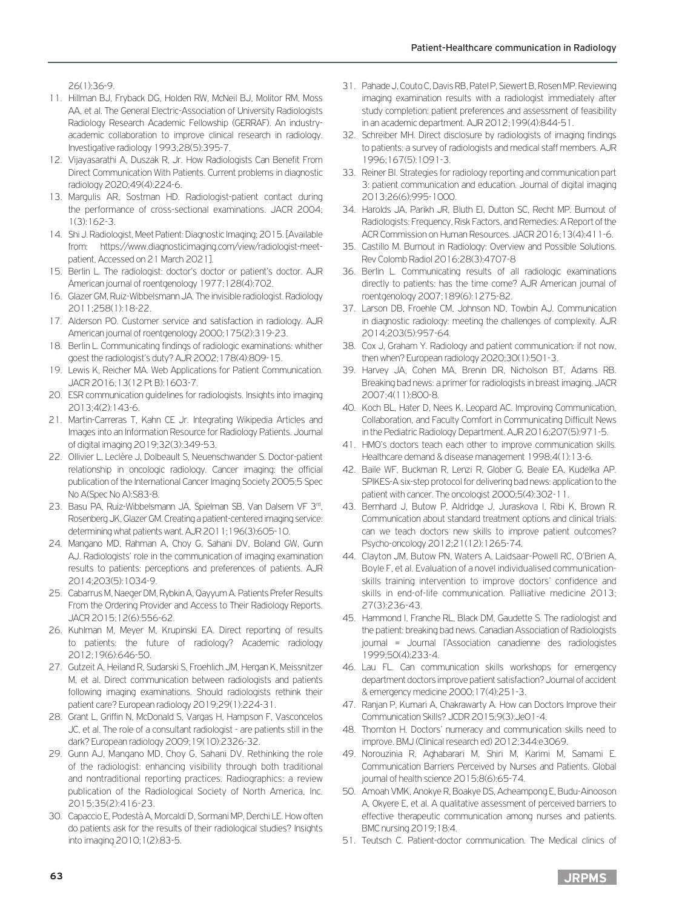26(1):36-9.

11. Hillman BJ, Fryback DG, Holden RW, McNeil BJ, Molitor RM, Moss AA, et al. The General Electric-Association of University Radiologists Radiology Research Academic Fellowship (GERRAF). An industry-academic collaboration to improve clinical research in radiology. Investigative radiology 1993;28(5):395-7.
12. Vijayasarathi A, Duszak R, Jr. How Radiologists Can Benefit From Direct Communication With Patients. Current problems in diagnostic radiology 2020;49(4):224-6.
13. Margulis AR, Sostman HD. Radiologist-patient contact during the performance of cross-sectional examinations. JACR 2004; 1(3):162-3.
14. Shi J. Radiologist, Meet Patient: Diagnostic Imaging; 2015. [Available from: https://www.diagnosticimaging.com/view/radiologist-meet-patient, Accessed on 21 March 2021].
15. Berlin L. The radiologist: doctor's doctor or patient's doctor. AJR American journal of roentgenology 1977;128(4):702.
16. Glazer GM, Ruiz-Wibbelsmann JA. The invisible radiologist. Radiology 2011;258(1):18-22.
17. Alderson PO. Customer service and satisfaction in radiology. AJR American journal of roentgenology 2000;175(2):319-23.
18. Berlin L. Communicating findings of radiologic examinations: whither goest the radiologist's duty? AJR 2002;178(4):809-15.
19. Lewis K, Reicher MA. Web Applications for Patient Communication. JACR 2016;13(12 Pt B):1603-7.
20. ESR communication guidelines for radiologists. Insights into imaging 2013;4(2):143-6.
21. Martin-Carreras T, Kahn CE Jr. Integrating Wikipedia Articles and Images into an Information Resource for Radiology Patients. Journal of digital imaging 2019;32(3):349-53.
22. Ollivier L, Leclère J, Dolbeault S, Neuenschwander S. Doctor-patient relationship in oncologic radiology. Cancer imaging: the official publication of the International Cancer Imaging Society 2005;5 Spec No A(Spec No A):S83-8.
23. Basu PA, Ruiz-Wibbelsmann JA, Spielman SB, Van Dalsem VF 3rd, Rosenberg JK, Glazer GM. Creating a patient-centered imaging service: determining what patients want. AJR 2011;196(3):605-10.
24. Mangano MD, Rahman A, Choy G, Sahani DV, Boland GW, Gunn AJ. Radiologists' role in the communication of imaging examination results to patients: perceptions and preferences of patients. AJR 2014;203(5):1034-9.
25. Cabarrus M, Naeger DM, Rybkin A, Qayyum A. Patients Prefer Results From the Ordering Provider and Access to Their Radiology Reports. JACR 2015;12(6):556-62.
26. Kuhlman M, Meyer M, Krupinski EA. Direct reporting of results to patients: the future of radiology? Academic radiology 2012;19(6):646-50.
27. Gutzeit A, Heiland R, Sudarski S, Froehlich JM, Hergan K, Meissnitzer M, et al. Direct communication between radiologists and patients following imaging examinations. Should radiologists rethink their patient care? European radiology 2019;29(1):224-31.
28. Grant L, Griffin N, McDonald S, Vargas H, Hampson F, Vasconcelos JC, et al. The role of a consultant radiologist - are patients still in the dark? European radiology 2009;19(10):2326-32.
29. Gunn AJ, Mangano MD, Choy G, Sahani DV. Rethinking the role of the radiologist: enhancing visibility through both traditional and nontraditional reporting practices. Radiographics: a review publication of the Radiological Society of North America, Inc. 2015;35(2):416-23.
30. Capaccio E, Podestà A, Morcaldi D, Sormani MP, Derchi LE. How often do patients ask for the results of their radiological studies? Insights into imaging 2010;1(2):83-5.
31. Pahade J, Couto C, Davis RB, Patel P, Siewert B, Rosen MP. Reviewing imaging examination results with a radiologist immediately after study completion: patient preferences and assessment of feasibility in an academic department. AJR 2012;199(4):844-51.
32. Schreiber MH. Direct disclosure by radiologists of imaging findings to patients: a survey of radiologists and medical staff members. AJR 1996;167(5):1091-3.
33. Reiner BI. Strategies for radiology reporting and communication part 3: patient communication and education. Journal of digital imaging 2013;26(6):995-1000.
34. Harolds JA, Parikh JR, Bluth EI, Dutton SC, Recht MP. Burnout of Radiologists: Frequency, Risk Factors, and Remedies: A Report of the ACR Commission on Human Resources. JACR 2016;13(4):411-6.
35. Castillo M. Burnout in Radiology: Overview and Possible Solutions. Rev Colomb Radiol 2016;28(3):4707-8
36. Berlin L. Communicating results of all radiologic examinations directly to patients: has the time come? AJR American journal of roentgenology 2007;189(6):1275-82.
37. Larson DB, Froehle CM, Johnson ND, Towbin AJ. Communication in diagnostic radiology: meeting the challenges of complexity. AJR 2014;203(5):957-64.
38. Cox J, Graham Y. Radiology and patient communication: if not now, then when? European radiology 2020;30(1):501-3.
39. Harvey JA, Cohen MA, Brenin DR, Nicholson BT, Adams RB. Breaking bad news: a primer for radiologists in breast imaging. JACR 2007;4(11):800-8.
40. Koch BL, Hater D, Nees K, Leopard AC. Improving Communication, Collaboration, and Faculty Comfort in Communicating Difficult News in the Pediatric Radiology Department. AJR 2016;207(5):971-5.
41. HMO's doctors teach each other to improve communication skills. Healthcare demand & disease management 1998;4(1):13-6.
42. Baile WF, Buckman R, Lenzi R, Glober G, Beale EA, Kudelka AP. SPIKES-A six-step protocol for delivering bad news: application to the patient with cancer. The oncologist 2000;5(4):302-11.
43. Bernhard J, Butow P, Aldridge J, Juraskova I, Ribi K, Brown R. Communication about standard treatment options and clinical trials: can we teach doctors new skills to improve patient outcomes? Psycho-oncology 2012;21(12):1265-74.
44. Clayton JM, Butow PN, Waters A, Laidsaar-Powell RC, O'Brien A, Boyle F, et al. Evaluation of a novel individualised communication-skills training intervention to improve doctors' confidence and skills in end-of-life communication. Palliative medicine 2013; 27(3):236-43.
45. Hammond I, Franche RL, Black DM, Gaudette S. The radiologist and the patient: breaking bad news. Canadian Association of Radiologists journal = Journal l'Association canadienne des radiologistes 1999;50(4):233-4.
46. Lau FL. Can communication skills workshops for emergency department doctors improve patient satisfaction? Journal of accident & emergency medicine 2000;17(4):251-3.
47. Ranjan P, Kumari A, Chakrawarty A. How can Doctors Improve their Communication Skills? JCDR 2015;9(3):Je01-4.
48. Thornton H. Doctors' numeracy and communication skills need to improve. BMJ (Clinical research ed) 2012;344:e3069.
49. Norouzinia R, Aghabarari M, Shiri M, Karimi M, Samami E. Communication Barriers Perceived by Nurses and Patients. Global journal of health science 2015;8(6):65-74.
50. Amoah VMK, Anokye R, Boakye DS, Acheampong E, Budu-Ainooson A, Okyere E, et al. A qualitative assessment of perceived barriers to effective therapeutic communication among nurses and patients. BMC nursing 2019;18:4.
51. Teutsch C. Patient-doctor communication. The Medical clinics of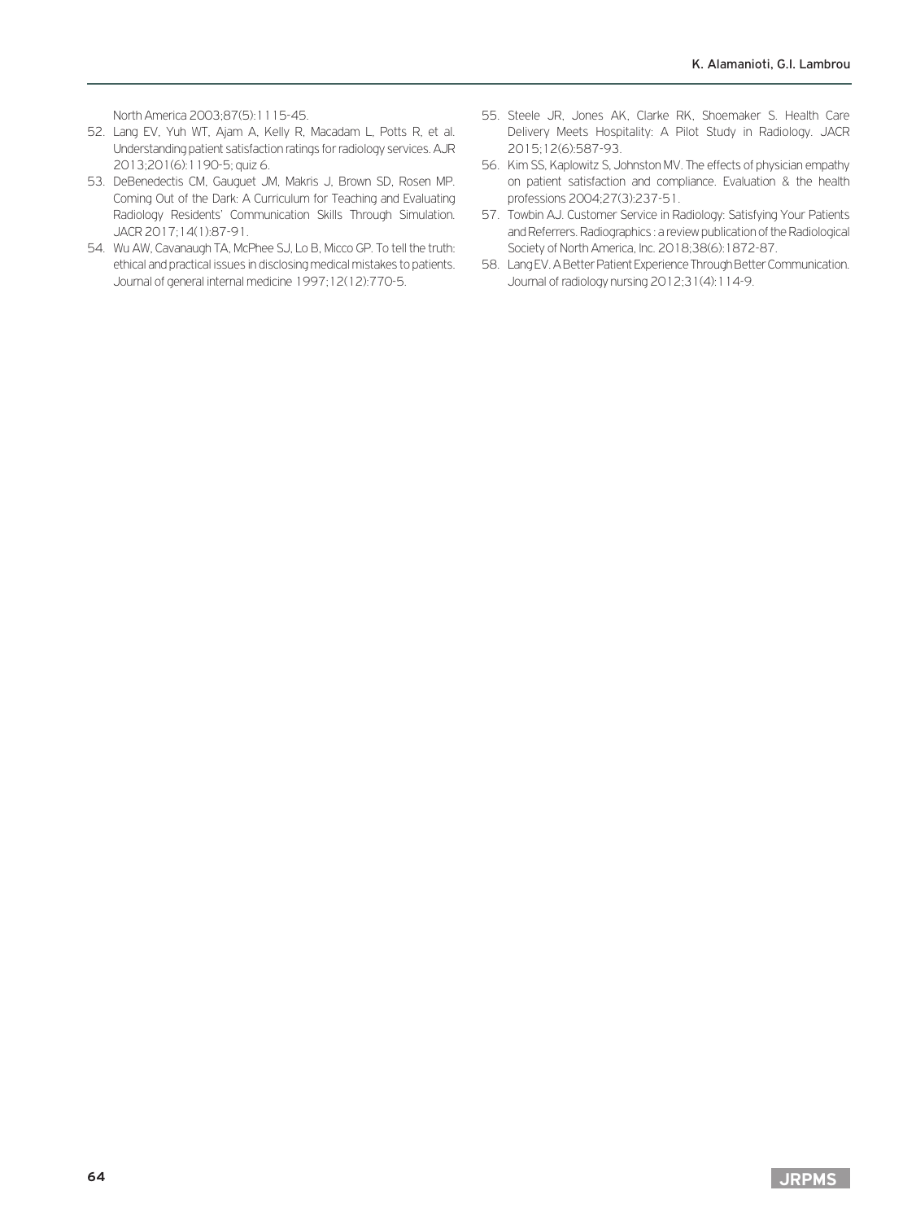North America 2003;87(5):1115-45.

52. Lang EV, Yuh WT, Ajam A, Kelly R, Macadam L, Potts R, et al. Understanding patient satisfaction ratings for radiology services. AJR 2013;201(6):1190-5; quiz 6.
53. DeBenedectis CM, Gauguet JM, Makris J, Brown SD, Rosen MP. Coming Out of the Dark: A Curriculum for Teaching and Evaluating Radiology Residents' Communication Skills Through Simulation. JACR 2017;14(1):87-91.
54. Wu AW, Cavanaugh TA, McPhee SJ, Lo B, Micco GP. To tell the truth: ethical and practical issues in disclosing medical mistakes to patients. Journal of general internal medicine 1997;12(12):770-5.
55. Steele JR, Jones AK, Clarke RK, Shoemaker S. Health Care Delivery Meets Hospitality: A Pilot Study in Radiology. JACR 2015;12(6):587-93.
56. Kim SS, Kaplowitz S, Johnston MV. The effects of physician empathy on patient satisfaction and compliance. Evaluation & the health professions 2004;27(3):237-51.
57. Towbin AJ. Customer Service in Radiology: Satisfying Your Patients and Referrers. Radiographics : a review publication of the Radiological Society of North America, Inc. 2018;38(6):1872-87.
58. Lang EV. A Better Patient Experience Through Better Communication. Journal of radiology nursing 2012;31(4):114-9.